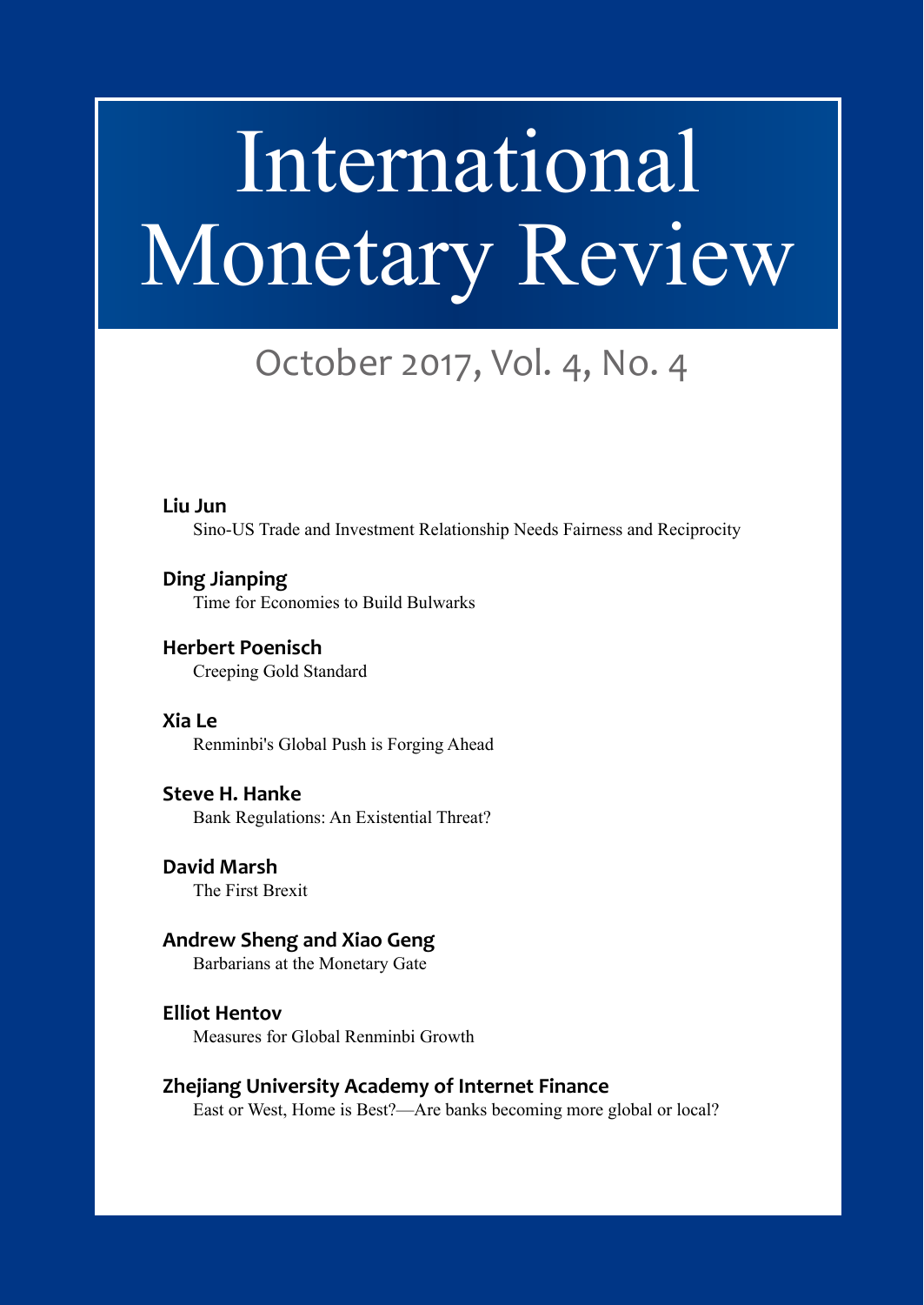# International Monetary Review

## October 2017, Vol. 4, No. 4

**Liu Jun**
Sino-US Trade and Investment Relationship Needs Fairness and Reciprocity

**Ding Jianping**
Time for Economies to Build Bulwarks

**Herbert Poenisch**
Creeping Gold Standard

**Xia Le**
Renminbi's Global Push is Forging Ahead

**Steve H. Hanke**
Bank Regulations: An Existential Threat?

**David Marsh**
The First Brexit

**Andrew Sheng and Xiao Geng**
Barbarians at the Monetary Gate

**Elliot Hentov**
Measures for Global Renminbi Growth

**Zhejiang University Academy of Internet Finance**
East or West, Home is Best?—Are banks becoming more global or local?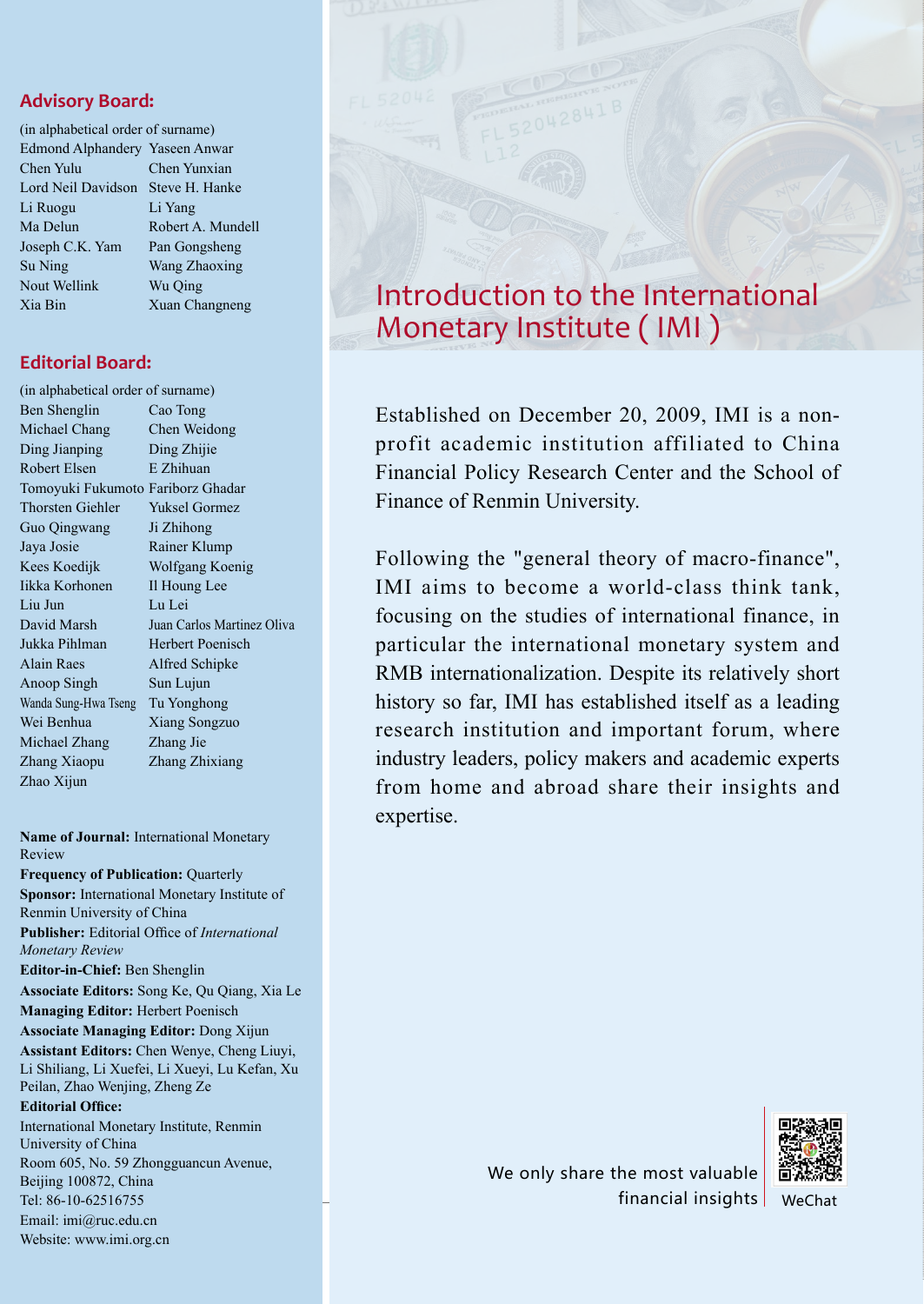## Advisory Board:

(in alphabetical order of surname)

| | |
|---|---|
| Edmond Alphandery | Yaseen Anwar |
| Chen Yulu | Chen Yunxian |
| Lord Neil Davidson | Steve H. Hanke |
| Li Ruogu | Li Yang |
| Ma Delun | Robert A. Mundell |
| Joseph C.K. Yam | Pan Gongsheng |
| Su Ning | Wang Zhaoxing |
| Nout Wellink | Wu Qing |
| Xia Bin | Xuan Changneng |

## Editorial Board:

(in alphabetical order of surname)

| | |
|---|---|
| Ben Shenglin | Cao Tong |
| Michael Chang | Chen Weidong |
| Ding Jianping | Ding Zhijie |
| Robert Elsen | E Zhihuan |
| Tomoyuki Fukumoto | Fariborz Ghadar |
| Thorsten Giehler | Yuksel Gormez |
| Guo Qingwang | Ji Zhihong |
| Jaya Josie | Rainer Klump |
| Kees Koedijk | Wolfgang Koenig |
| Iikka Korhonen | Il Houng Lee |
| Liu Jun | Lu Lei |
| David Marsh | Juan Carlos Martinez Oliva |
| Jukka Pihlman | Herbert Poenisch |
| Alain Raes | Alfred Schipke |
| Anoop Singh | Sun Lujun |
| Wanda Sung-Hwa Tseng | Tu Yonghong |
| Wei Benhua | Xiang Songzuo |
| Michael Zhang | Zhang Jie |
| Zhang Xiaopu | Zhang Zhixiang |
| Zhao Xijun | |

**Name of Journal:** International Monetary Review

**Frequency of Publication:** Quarterly

**Sponsor:** International Monetary Institute of Renmin University of China

**Publisher:** Editorial Office of *International Monetary Review*

**Editor-in-Chief:** Ben Shenglin

**Associate Editors:** Song Ke, Qu Qiang, Xia Le

**Managing Editor:** Herbert Poenisch

**Associate Managing Editor:** Dong Xijun

**Assistant Editors:** Chen Wenye, Cheng Liuyi, Li Shiliang, Li Xuefei, Li Xueyi, Lu Kefan, Xu Peilan, Zhao Wenjing, Zheng Ze

**Editorial Office:**

International Monetary Institute, Renmin University of China

Room 605, No. 59 Zhongguancun Avenue, Beijing 100872, China

Tel: 86-10-62516755

Email: imi@ruc.edu.cn

Website: www.imi.org.cn

# Introduction to the International Monetary Institute ( IMI )

Established on December 20, 2009, IMI is a non-profit academic institution affiliated to China Financial Policy Research Center and the School of Finance of Renmin University.

Following the "general theory of macro-finance", IMI aims to become a world-class think tank, focusing on the studies of international finance, in particular the international monetary system and RMB internationalization. Despite its relatively short history so far, IMI has established itself as a leading research institution and important forum, where industry leaders, policy makers and academic experts from home and abroad share their insights and expertise.

We only share the most valuable financial insights

WeChat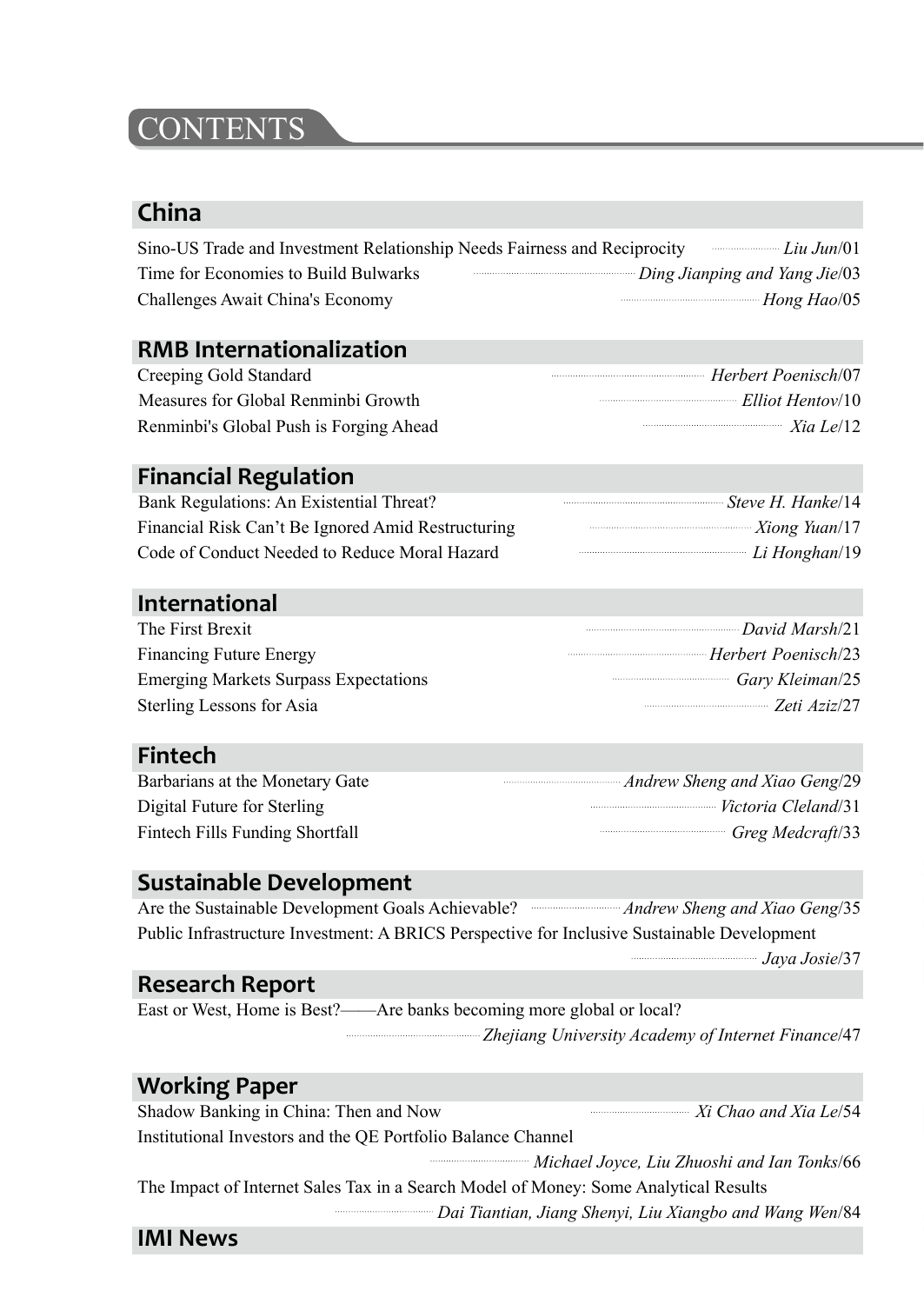# CONTENTS

## China

Sino-US Trade and Investment Relationship Needs Fairness and Reciprocity ........ *Liu Jun*/01
Time for Economies to Build Bulwarks ........ *Ding Jianping and Yang Jie*/03
Challenges Await China's Economy ........ *Hong Hao*/05

## RMB Internationalization

Creeping Gold Standard ........ *Herbert Poenisch*/07
Measures for Global Renminbi Growth ........ *Elliot Hentov*/10
Renminbi's Global Push is Forging Ahead ........ *Xia Le*/12

## Financial Regulation

Bank Regulations: An Existential Threat? ........ *Steve H. Hanke*/14
Financial Risk Can't Be Ignored Amid Restructuring ........ *Xiong Yuan*/17
Code of Conduct Needed to Reduce Moral Hazard ........ *Li Honghan*/19

## International

The First Brexit ........ *David Marsh*/21
Financing Future Energy ........ *Herbert Poenisch*/23
Emerging Markets Surpass Expectations ........ *Gary Kleiman*/25
Sterling Lessons for Asia ........ *Zeti Aziz*/27

## Fintech

Barbarians at the Monetary Gate ........ *Andrew Sheng and Xiao Geng*/29
Digital Future for Sterling ........ *Victoria Cleland*/31
Fintech Fills Funding Shortfall ........ *Greg Medcraft*/33

## Sustainable Development

Are the Sustainable Development Goals Achievable? ........ *Andrew Sheng and Xiao Geng*/35
Public Infrastructure Investment: A BRICS Perspective for Inclusive Sustainable Development ........ *Jaya Josie*/37

## Research Report

East or West, Home is Best?——Are banks becoming more global or local? ........ *Zhejiang University Academy of Internet Finance*/47

## Working Paper

Shadow Banking in China: Then and Now ........ *Xi Chao and Xia Le*/54
Institutional Investors and the QE Portfolio Balance Channel ........ *Michael Joyce, Liu Zhuoshi and Ian Tonks*/66
The Impact of Internet Sales Tax in a Search Model of Money: Some Analytical Results ........ *Dai Tiantian, Jiang Shenyi, Liu Xiangbo and Wang Wen*/84

## IMI News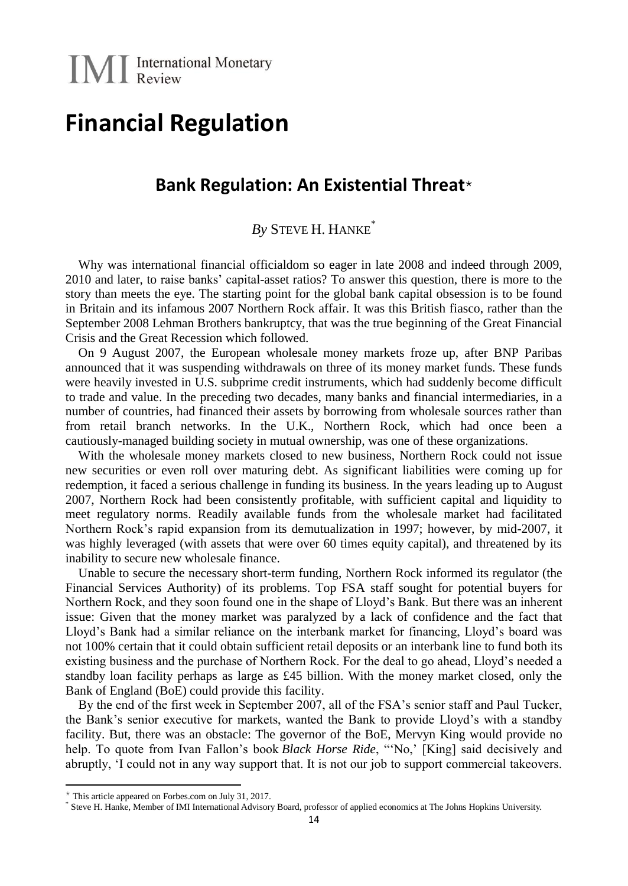# Financial Regulation

## Bank Regulation: An Existential Threat*

*By* STEVE H. HANKE*

Why was international financial officialdom so eager in late 2008 and indeed through 2009, 2010 and later, to raise banks' capital-asset ratios? To answer this question, there is more to the story than meets the eye. The starting point for the global bank capital obsession is to be found in Britain and its infamous 2007 Northern Rock affair. It was this British fiasco, rather than the September 2008 Lehman Brothers bankruptcy, that was the true beginning of the Great Financial Crisis and the Great Recession which followed.

On 9 August 2007, the European wholesale money markets froze up, after BNP Paribas announced that it was suspending withdrawals on three of its money market funds. These funds were heavily invested in U.S. subprime credit instruments, which had suddenly become difficult to trade and value. In the preceding two decades, many banks and financial intermediaries, in a number of countries, had financed their assets by borrowing from wholesale sources rather than from retail branch networks. In the U.K., Northern Rock, which had once been a cautiously-managed building society in mutual ownership, was one of these organizations.

With the wholesale money markets closed to new business, Northern Rock could not issue new securities or even roll over maturing debt. As significant liabilities were coming up for redemption, it faced a serious challenge in funding its business. In the years leading up to August 2007, Northern Rock had been consistently profitable, with sufficient capital and liquidity to meet regulatory norms. Readily available funds from the wholesale market had facilitated Northern Rock's rapid expansion from its demutualization in 1997; however, by mid-2007, it was highly leveraged (with assets that were over 60 times equity capital), and threatened by its inability to secure new wholesale finance.

Unable to secure the necessary short-term funding, Northern Rock informed its regulator (the Financial Services Authority) of its problems. Top FSA staff sought for potential buyers for Northern Rock, and they soon found one in the shape of Lloyd's Bank. But there was an inherent issue: Given that the money market was paralyzed by a lack of confidence and the fact that Lloyd's Bank had a similar reliance on the interbank market for financing, Lloyd's board was not 100% certain that it could obtain sufficient retail deposits or an interbank line to fund both its existing business and the purchase of Northern Rock. For the deal to go ahead, Lloyd's needed a standby loan facility perhaps as large as £45 billion. With the money market closed, only the Bank of England (BoE) could provide this facility.

By the end of the first week in September 2007, all of the FSA's senior staff and Paul Tucker, the Bank's senior executive for markets, wanted the Bank to provide Lloyd's with a standby facility. But, there was an obstacle: The governor of the BoE, Mervyn King would provide no help. To quote from Ivan Fallon's book *Black Horse Ride*, "'No,' [King] said decisively and abruptly, 'I could not in any way support that. It is not our job to support commercial takeovers.

---

* This article appeared on Forbes.com on July 31, 2017.

* Steve H. Hanke, Member of IMI International Advisory Board, professor of applied economics at The Johns Hopkins University.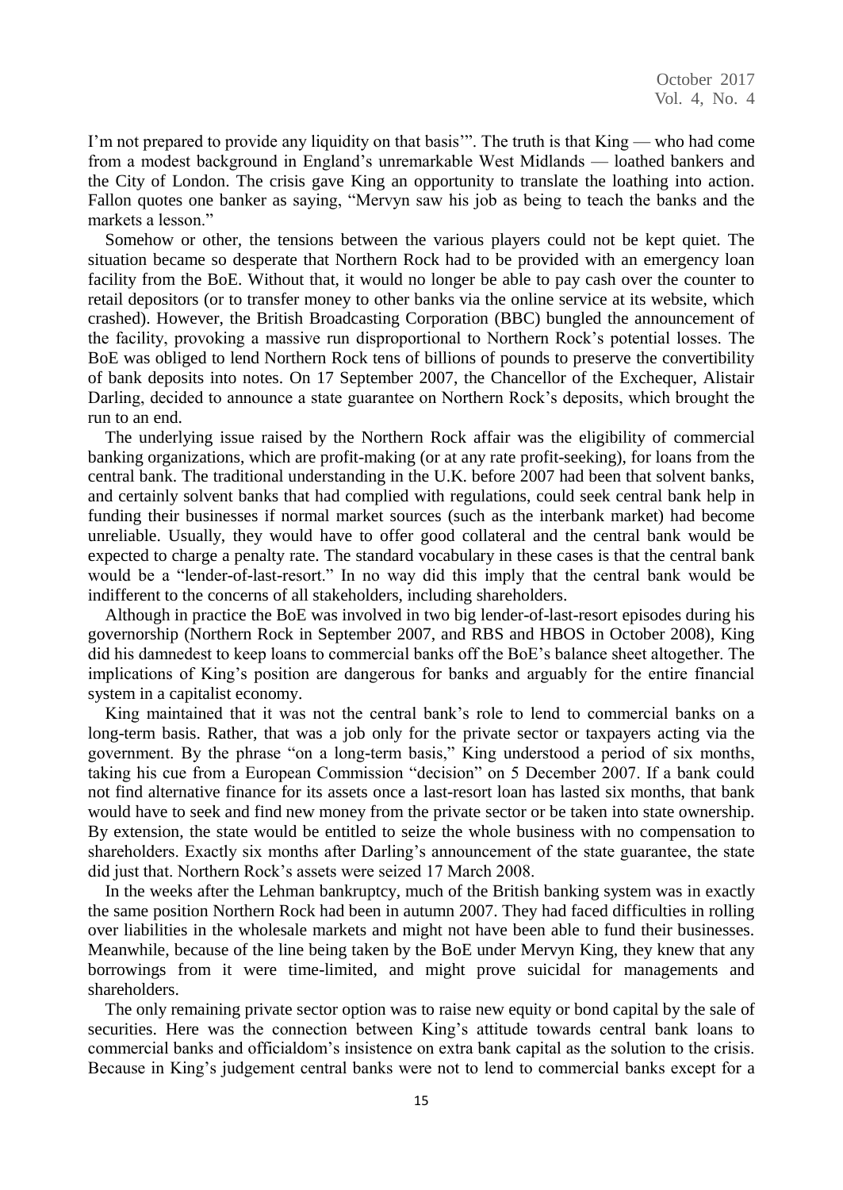I'm not prepared to provide any liquidity on that basis'". The truth is that King — who had come from a modest background in England's unremarkable West Midlands — loathed bankers and the City of London. The crisis gave King an opportunity to translate the loathing into action. Fallon quotes one banker as saying, "Mervyn saw his job as being to teach the banks and the markets a lesson."

Somehow or other, the tensions between the various players could not be kept quiet. The situation became so desperate that Northern Rock had to be provided with an emergency loan facility from the BoE. Without that, it would no longer be able to pay cash over the counter to retail depositors (or to transfer money to other banks via the online service at its website, which crashed). However, the British Broadcasting Corporation (BBC) bungled the announcement of the facility, provoking a massive run disproportional to Northern Rock's potential losses. The BoE was obliged to lend Northern Rock tens of billions of pounds to preserve the convertibility of bank deposits into notes. On 17 September 2007, the Chancellor of the Exchequer, Alistair Darling, decided to announce a state guarantee on Northern Rock's deposits, which brought the run to an end.

The underlying issue raised by the Northern Rock affair was the eligibility of commercial banking organizations, which are profit-making (or at any rate profit-seeking), for loans from the central bank. The traditional understanding in the U.K. before 2007 had been that solvent banks, and certainly solvent banks that had complied with regulations, could seek central bank help in funding their businesses if normal market sources (such as the interbank market) had become unreliable. Usually, they would have to offer good collateral and the central bank would be expected to charge a penalty rate. The standard vocabulary in these cases is that the central bank would be a "lender-of-last-resort." In no way did this imply that the central bank would be indifferent to the concerns of all stakeholders, including shareholders.

Although in practice the BoE was involved in two big lender-of-last-resort episodes during his governorship (Northern Rock in September 2007, and RBS and HBOS in October 2008), King did his damnedest to keep loans to commercial banks off the BoE's balance sheet altogether. The implications of King's position are dangerous for banks and arguably for the entire financial system in a capitalist economy.

King maintained that it was not the central bank's role to lend to commercial banks on a long-term basis. Rather, that was a job only for the private sector or taxpayers acting via the government. By the phrase "on a long-term basis," King understood a period of six months, taking his cue from a European Commission "decision" on 5 December 2007. If a bank could not find alternative finance for its assets once a last-resort loan has lasted six months, that bank would have to seek and find new money from the private sector or be taken into state ownership. By extension, the state would be entitled to seize the whole business with no compensation to shareholders. Exactly six months after Darling's announcement of the state guarantee, the state did just that. Northern Rock's assets were seized 17 March 2008.

In the weeks after the Lehman bankruptcy, much of the British banking system was in exactly the same position Northern Rock had been in autumn 2007. They had faced difficulties in rolling over liabilities in the wholesale markets and might not have been able to fund their businesses. Meanwhile, because of the line being taken by the BoE under Mervyn King, they knew that any borrowings from it were time-limited, and might prove suicidal for managements and shareholders.

The only remaining private sector option was to raise new equity or bond capital by the sale of securities. Here was the connection between King's attitude towards central bank loans to commercial banks and officialdom's insistence on extra bank capital as the solution to the crisis. Because in King's judgement central banks were not to lend to commercial banks except for a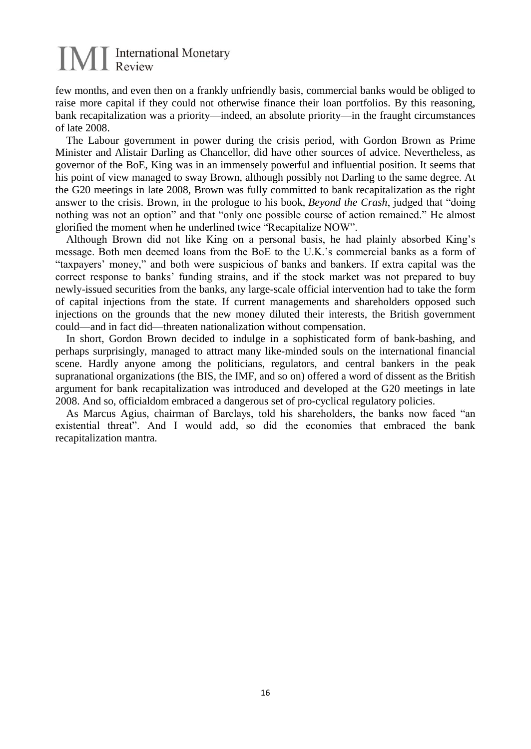few months, and even then on a frankly unfriendly basis, commercial banks would be obliged to raise more capital if they could not otherwise finance their loan portfolios. By this reasoning, bank recapitalization was a priority—indeed, an absolute priority—in the fraught circumstances of late 2008.

The Labour government in power during the crisis period, with Gordon Brown as Prime Minister and Alistair Darling as Chancellor, did have other sources of advice. Nevertheless, as governor of the BoE, King was in an immensely powerful and influential position. It seems that his point of view managed to sway Brown, although possibly not Darling to the same degree. At the G20 meetings in late 2008, Brown was fully committed to bank recapitalization as the right answer to the crisis. Brown, in the prologue to his book, *Beyond the Crash*, judged that "doing nothing was not an option" and that "only one possible course of action remained." He almost glorified the moment when he underlined twice "Recapitalize NOW".

Although Brown did not like King on a personal basis, he had plainly absorbed King's message. Both men deemed loans from the BoE to the U.K.'s commercial banks as a form of "taxpayers' money," and both were suspicious of banks and bankers. If extra capital was the correct response to banks' funding strains, and if the stock market was not prepared to buy newly-issued securities from the banks, any large-scale official intervention had to take the form of capital injections from the state. If current managements and shareholders opposed such injections on the grounds that the new money diluted their interests, the British government could—and in fact did—threaten nationalization without compensation.

In short, Gordon Brown decided to indulge in a sophisticated form of bank-bashing, and perhaps surprisingly, managed to attract many like-minded souls on the international financial scene. Hardly anyone among the politicians, regulators, and central bankers in the peak supranational organizations (the BIS, the IMF, and so on) offered a word of dissent as the British argument for bank recapitalization was introduced and developed at the G20 meetings in late 2008. And so, officialdom embraced a dangerous set of pro-cyclical regulatory policies.

As Marcus Agius, chairman of Barclays, told his shareholders, the banks now faced "an existential threat". And I would add, so did the economies that embraced the bank recapitalization mantra.